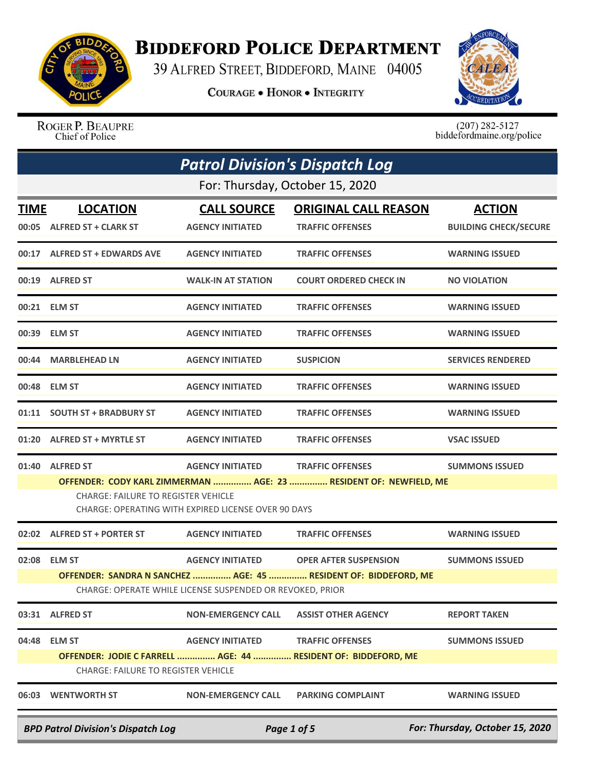# Biddeford Police Department

39 Alfred Street, Biddeford, Maine 04005

**Courage • Honor • Integrity**

Roger P. Beaupre
Chief of Police

(207) 282-5127
biddefordmaine.org/police

## *Patrol Division's Dispatch Log*

For: Thursday, October 15, 2020

| TIME | LOCATION | CALL SOURCE | ORIGINAL CALL REASON | ACTION |
|---|---|---|---|---|
| 00:05 | ALFRED ST + CLARK ST | AGENCY INITIATED | TRAFFIC OFFENSES | BUILDING CHECK/SECURE |
| 00:17 | ALFRED ST + EDWARDS AVE | AGENCY INITIATED | TRAFFIC OFFENSES | WARNING ISSUED |
| 00:19 | ALFRED ST | WALK-IN AT STATION | COURT ORDERED CHECK IN | NO VIOLATION |
| 00:21 | ELM ST | AGENCY INITIATED | TRAFFIC OFFENSES | WARNING ISSUED |
| 00:39 | ELM ST | AGENCY INITIATED | TRAFFIC OFFENSES | WARNING ISSUED |
| 00:44 | MARBLEHEAD LN | AGENCY INITIATED | SUSPICION | SERVICES RENDERED |
| 00:48 | ELM ST | AGENCY INITIATED | TRAFFIC OFFENSES | WARNING ISSUED |
| 01:11 | SOUTH ST + BRADBURY ST | AGENCY INITIATED | TRAFFIC OFFENSES | WARNING ISSUED |
| 01:20 | ALFRED ST + MYRTLE ST | AGENCY INITIATED | TRAFFIC OFFENSES | VSAC ISSUED |
| 01:40 | ALFRED ST | AGENCY INITIATED | TRAFFIC OFFENSES | SUMMONS ISSUED |

**OFFENDER: CODY KARL ZIMMERMAN ............... AGE: 23 ............... RESIDENT OF: NEWFIELD, ME**

CHARGE: FAILURE TO REGISTER VEHICLE
CHARGE: OPERATING WITH EXPIRED LICENSE OVER 90 DAYS

| TIME | LOCATION | CALL SOURCE | ORIGINAL CALL REASON | ACTION |
|---|---|---|---|---|
| 02:02 | ALFRED ST + PORTER ST | AGENCY INITIATED | TRAFFIC OFFENSES | WARNING ISSUED |
| 02:08 | ELM ST | AGENCY INITIATED | OPER AFTER SUSPENSION | SUMMONS ISSUED |

**OFFENDER: SANDRA N SANCHEZ ............... AGE: 45 ............... RESIDENT OF: BIDDEFORD, ME**

CHARGE: OPERATE WHILE LICENSE SUSPENDED OR REVOKED, PRIOR

| TIME | LOCATION | CALL SOURCE | ORIGINAL CALL REASON | ACTION |
|---|---|---|---|---|
| 03:31 | ALFRED ST | NON-EMERGENCY CALL | ASSIST OTHER AGENCY | REPORT TAKEN |
| 04:48 | ELM ST | AGENCY INITIATED | TRAFFIC OFFENSES | SUMMONS ISSUED |

**OFFENDER: JODIE C FARRELL ............... AGE: 44 ............... RESIDENT OF: BIDDEFORD, ME**

CHARGE: FAILURE TO REGISTER VEHICLE

| TIME | LOCATION | CALL SOURCE | ORIGINAL CALL REASON | ACTION |
|---|---|---|---|---|
| 06:03 | WENTWORTH ST | NON-EMERGENCY CALL | PARKING COMPLAINT | WARNING ISSUED |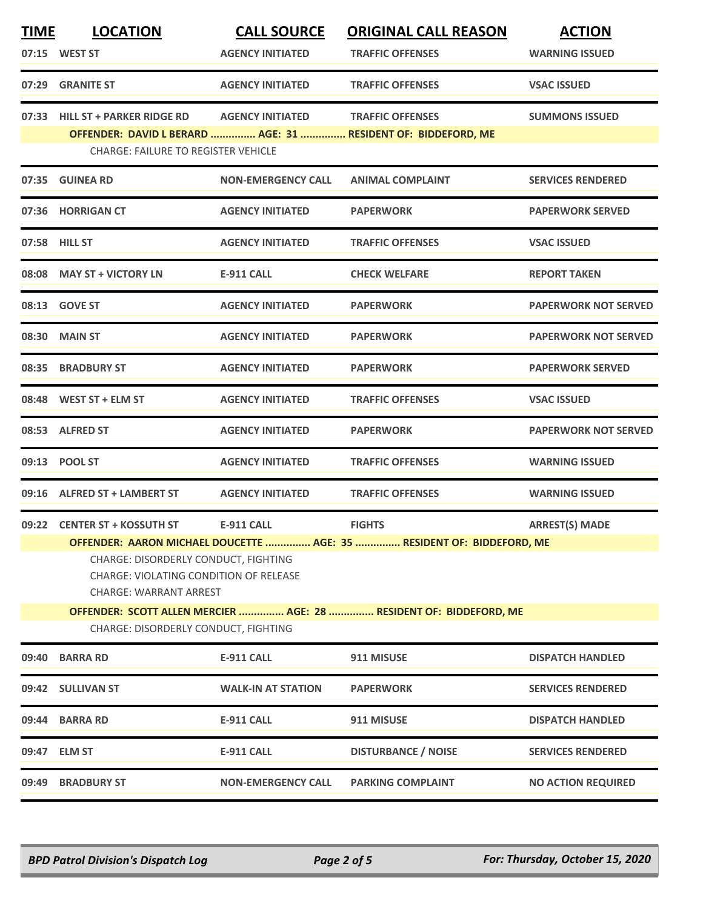| TIME | LOCATION | CALL SOURCE | ORIGINAL CALL REASON | ACTION |
|---|---|---|---|---|
| 07:15 | WEST ST | AGENCY INITIATED | TRAFFIC OFFENSES | WARNING ISSUED |
| 07:29 | GRANITE ST | AGENCY INITIATED | TRAFFIC OFFENSES | VSAC ISSUED |
| 07:33 | HILL ST + PARKER RIDGE RD | AGENCY INITIATED | TRAFFIC OFFENSES | SUMMONS ISSUED |

**OFFENDER: DAVID L BERARD ............... AGE: 31 ............... RESIDENT OF: BIDDEFORD, ME**

CHARGE: FAILURE TO REGISTER VEHICLE

| TIME | LOCATION | CALL SOURCE | ORIGINAL CALL REASON | ACTION |
|---|---|---|---|---|
| 07:35 | GUINEA RD | NON-EMERGENCY CALL | ANIMAL COMPLAINT | SERVICES RENDERED |
| 07:36 | HORRIGAN CT | AGENCY INITIATED | PAPERWORK | PAPERWORK SERVED |
| 07:58 | HILL ST | AGENCY INITIATED | TRAFFIC OFFENSES | VSAC ISSUED |
| 08:08 | MAY ST + VICTORY LN | E-911 CALL | CHECK WELFARE | REPORT TAKEN |
| 08:13 | GOVE ST | AGENCY INITIATED | PAPERWORK | PAPERWORK NOT SERVED |
| 08:30 | MAIN ST | AGENCY INITIATED | PAPERWORK | PAPERWORK NOT SERVED |
| 08:35 | BRADBURY ST | AGENCY INITIATED | PAPERWORK | PAPERWORK SERVED |
| 08:48 | WEST ST + ELM ST | AGENCY INITIATED | TRAFFIC OFFENSES | VSAC ISSUED |
| 08:53 | ALFRED ST | AGENCY INITIATED | PAPERWORK | PAPERWORK NOT SERVED |
| 09:13 | POOL ST | AGENCY INITIATED | TRAFFIC OFFENSES | WARNING ISSUED |
| 09:16 | ALFRED ST + LAMBERT ST | AGENCY INITIATED | TRAFFIC OFFENSES | WARNING ISSUED |
| 09:22 | CENTER ST + KOSSUTH ST | E-911 CALL | FIGHTS | ARREST(S) MADE |

**OFFENDER: AARON MICHAEL DOUCETTE ............... AGE: 35 ............... RESIDENT OF: BIDDEFORD, ME**

CHARGE: DISORDERLY CONDUCT, FIGHTING
CHARGE: VIOLATING CONDITION OF RELEASE
CHARGE: WARRANT ARREST

**OFFENDER: SCOTT ALLEN MERCIER ............... AGE: 28 ............... RESIDENT OF: BIDDEFORD, ME**

CHARGE: DISORDERLY CONDUCT, FIGHTING

| TIME | LOCATION | CALL SOURCE | ORIGINAL CALL REASON | ACTION |
|---|---|---|---|---|
| 09:40 | BARRA RD | E-911 CALL | 911 MISUSE | DISPATCH HANDLED |
| 09:42 | SULLIVAN ST | WALK-IN AT STATION | PAPERWORK | SERVICES RENDERED |
| 09:44 | BARRA RD | E-911 CALL | 911 MISUSE | DISPATCH HANDLED |
| 09:47 | ELM ST | E-911 CALL | DISTURBANCE / NOISE | SERVICES RENDERED |
| 09:49 | BRADBURY ST | NON-EMERGENCY CALL | PARKING COMPLAINT | NO ACTION REQUIRED |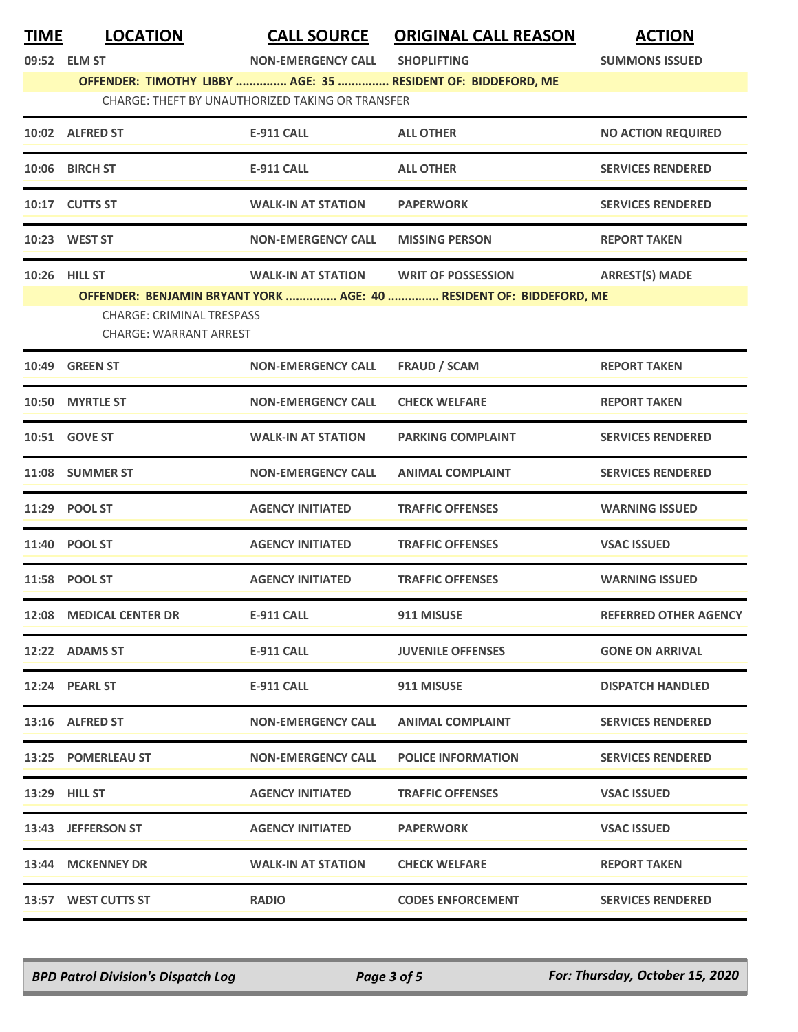| TIME | LOCATION | CALL SOURCE | ORIGINAL CALL REASON | ACTION |
|---|---|---|---|---|
| 09:52 | ELM ST | NON-EMERGENCY CALL | SHOPLIFTING | SUMMONS ISSUED |
| | OFFENDER: TIMOTHY LIBBY ............... AGE: 35 ............... RESIDENT OF: BIDDEFORD, ME | | | |
| | CHARGE: THEFT BY UNAUTHORIZED TAKING OR TRANSFER | | | |
| 10:02 | ALFRED ST | E-911 CALL | ALL OTHER | NO ACTION REQUIRED |
| 10:06 | BIRCH ST | E-911 CALL | ALL OTHER | SERVICES RENDERED |
| 10:17 | CUTTS ST | WALK-IN AT STATION | PAPERWORK | SERVICES RENDERED |
| 10:23 | WEST ST | NON-EMERGENCY CALL | MISSING PERSON | REPORT TAKEN |
| 10:26 | HILL ST | WALK-IN AT STATION | WRIT OF POSSESSION | ARREST(S) MADE |
| | OFFENDER: BENJAMIN BRYANT YORK ............... AGE: 40 ............... RESIDENT OF: BIDDEFORD, ME | | | |
| | CHARGE: CRIMINAL TRESPASS | | | |
| | CHARGE: WARRANT ARREST | | | |
| 10:49 | GREEN ST | NON-EMERGENCY CALL | FRAUD / SCAM | REPORT TAKEN |
| 10:50 | MYRTLE ST | NON-EMERGENCY CALL | CHECK WELFARE | REPORT TAKEN |
| 10:51 | GOVE ST | WALK-IN AT STATION | PARKING COMPLAINT | SERVICES RENDERED |
| 11:08 | SUMMER ST | NON-EMERGENCY CALL | ANIMAL COMPLAINT | SERVICES RENDERED |
| 11:29 | POOL ST | AGENCY INITIATED | TRAFFIC OFFENSES | WARNING ISSUED |
| 11:40 | POOL ST | AGENCY INITIATED | TRAFFIC OFFENSES | VSAC ISSUED |
| 11:58 | POOL ST | AGENCY INITIATED | TRAFFIC OFFENSES | WARNING ISSUED |
| 12:08 | MEDICAL CENTER DR | E-911 CALL | 911 MISUSE | REFERRED OTHER AGENCY |
| 12:22 | ADAMS ST | E-911 CALL | JUVENILE OFFENSES | GONE ON ARRIVAL |
| 12:24 | PEARL ST | E-911 CALL | 911 MISUSE | DISPATCH HANDLED |
| 13:16 | ALFRED ST | NON-EMERGENCY CALL | ANIMAL COMPLAINT | SERVICES RENDERED |
| 13:25 | POMERLEAU ST | NON-EMERGENCY CALL | POLICE INFORMATION | SERVICES RENDERED |
| 13:29 | HILL ST | AGENCY INITIATED | TRAFFIC OFFENSES | VSAC ISSUED |
| 13:43 | JEFFERSON ST | AGENCY INITIATED | PAPERWORK | VSAC ISSUED |
| 13:44 | MCKENNEY DR | WALK-IN AT STATION | CHECK WELFARE | REPORT TAKEN |
| 13:57 | WEST CUTTS ST | RADIO | CODES ENFORCEMENT | SERVICES RENDERED |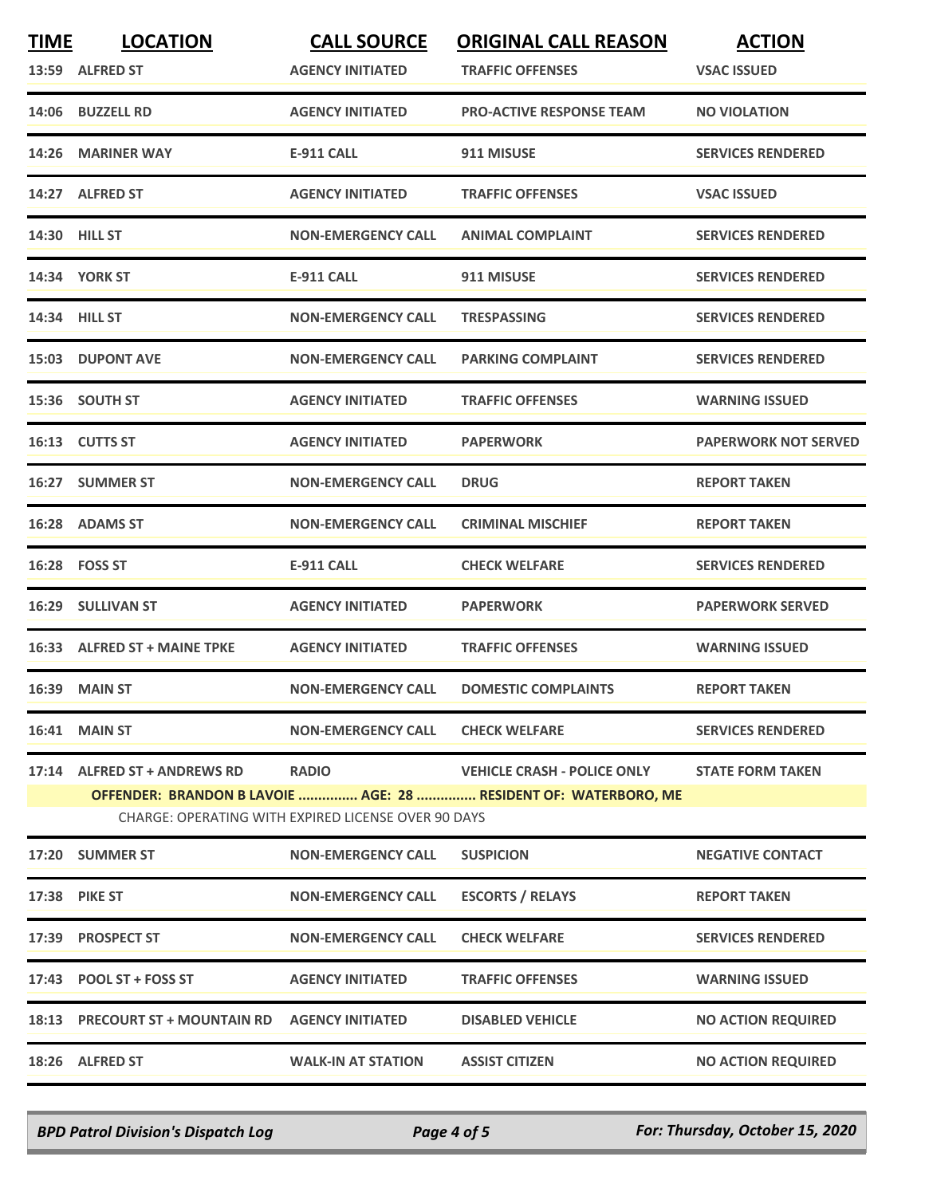| TIME | LOCATION | CALL SOURCE | ORIGINAL CALL REASON | ACTION |
| --- | --- | --- | --- | --- |
| 13:59 | ALFRED ST | AGENCY INITIATED | TRAFFIC OFFENSES | VSAC ISSUED |
| 14:06 | BUZZELL RD | AGENCY INITIATED | PRO-ACTIVE RESPONSE TEAM | NO VIOLATION |
| 14:26 | MARINER WAY | E-911 CALL | 911 MISUSE | SERVICES RENDERED |
| 14:27 | ALFRED ST | AGENCY INITIATED | TRAFFIC OFFENSES | VSAC ISSUED |
| 14:30 | HILL ST | NON-EMERGENCY CALL | ANIMAL COMPLAINT | SERVICES RENDERED |
| 14:34 | YORK ST | E-911 CALL | 911 MISUSE | SERVICES RENDERED |
| 14:34 | HILL ST | NON-EMERGENCY CALL | TRESPASSING | SERVICES RENDERED |
| 15:03 | DUPONT AVE | NON-EMERGENCY CALL | PARKING COMPLAINT | SERVICES RENDERED |
| 15:36 | SOUTH ST | AGENCY INITIATED | TRAFFIC OFFENSES | WARNING ISSUED |
| 16:13 | CUTTS ST | AGENCY INITIATED | PAPERWORK | PAPERWORK NOT SERVED |
| 16:27 | SUMMER ST | NON-EMERGENCY CALL | DRUG | REPORT TAKEN |
| 16:28 | ADAMS ST | NON-EMERGENCY CALL | CRIMINAL MISCHIEF | REPORT TAKEN |
| 16:28 | FOSS ST | E-911 CALL | CHECK WELFARE | SERVICES RENDERED |
| 16:29 | SULLIVAN ST | AGENCY INITIATED | PAPERWORK | PAPERWORK SERVED |
| 16:33 | ALFRED ST + MAINE TPKE | AGENCY INITIATED | TRAFFIC OFFENSES | WARNING ISSUED |
| 16:39 | MAIN ST | NON-EMERGENCY CALL | DOMESTIC COMPLAINTS | REPORT TAKEN |
| 16:41 | MAIN ST | NON-EMERGENCY CALL | CHECK WELFARE | SERVICES RENDERED |
| 17:14 | ALFRED ST + ANDREWS RD | RADIO | VEHICLE CRASH - POLICE ONLY | STATE FORM TAKEN |
| | **OFFENDER: BRANDON B LAVOIE ............... AGE: 28 ............... RESIDENT OF: WATERBORO, ME** | | | |
| | CHARGE: OPERATING WITH EXPIRED LICENSE OVER 90 DAYS | | | |
| 17:20 | SUMMER ST | NON-EMERGENCY CALL | SUSPICION | NEGATIVE CONTACT |
| 17:38 | PIKE ST | NON-EMERGENCY CALL | ESCORTS / RELAYS | REPORT TAKEN |
| 17:39 | PROSPECT ST | NON-EMERGENCY CALL | CHECK WELFARE | SERVICES RENDERED |
| 17:43 | POOL ST + FOSS ST | AGENCY INITIATED | TRAFFIC OFFENSES | WARNING ISSUED |
| 18:13 | PRECOURT ST + MOUNTAIN RD | AGENCY INITIATED | DISABLED VEHICLE | NO ACTION REQUIRED |
| 18:26 | ALFRED ST | WALK-IN AT STATION | ASSIST CITIZEN | NO ACTION REQUIRED |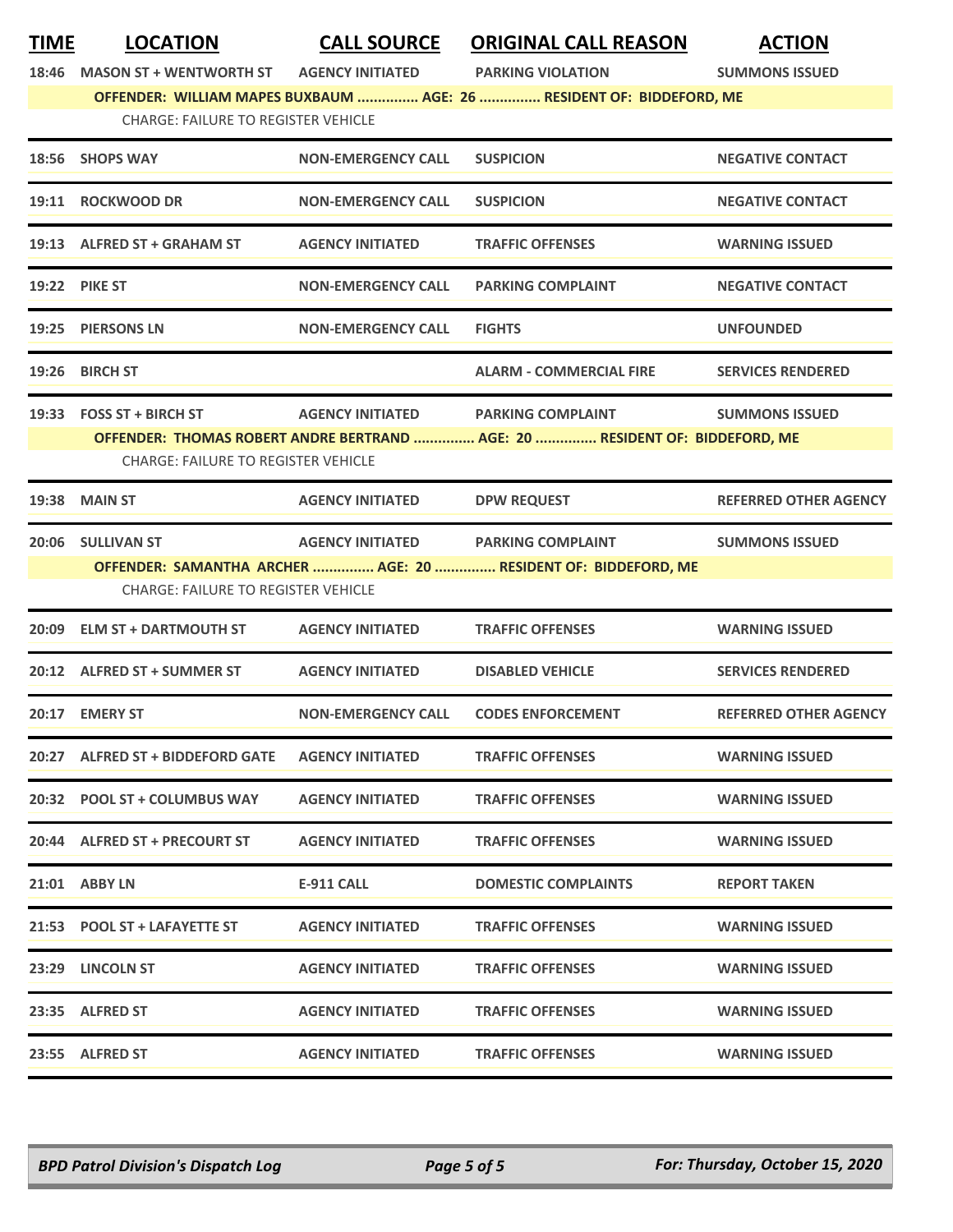| TIME | LOCATION | CALL SOURCE | ORIGINAL CALL REASON | ACTION |
|---|---|---|---|---|
| 18:46 | MASON ST + WENTWORTH ST | AGENCY INITIATED | PARKING VIOLATION | SUMMONS ISSUED |
| | OFFENDER: WILLIAM MAPES BUXBAUM ............... AGE: 26 ............... RESIDENT OF: BIDDEFORD, ME | | | |
| | CHARGE: FAILURE TO REGISTER VEHICLE | | | |
| 18:56 | SHOPS WAY | NON-EMERGENCY CALL | SUSPICION | NEGATIVE CONTACT |
| 19:11 | ROCKWOOD DR | NON-EMERGENCY CALL | SUSPICION | NEGATIVE CONTACT |
| 19:13 | ALFRED ST + GRAHAM ST | AGENCY INITIATED | TRAFFIC OFFENSES | WARNING ISSUED |
| 19:22 | PIKE ST | NON-EMERGENCY CALL | PARKING COMPLAINT | NEGATIVE CONTACT |
| 19:25 | PIERSONS LN | NON-EMERGENCY CALL | FIGHTS | UNFOUNDED |
| 19:26 | BIRCH ST | | ALARM - COMMERCIAL FIRE | SERVICES RENDERED |
| 19:33 | FOSS ST + BIRCH ST | AGENCY INITIATED | PARKING COMPLAINT | SUMMONS ISSUED |
| | OFFENDER: THOMAS ROBERT ANDRE BERTRAND ............... AGE: 20 ............... RESIDENT OF: BIDDEFORD, ME | | | |
| | CHARGE: FAILURE TO REGISTER VEHICLE | | | |
| 19:38 | MAIN ST | AGENCY INITIATED | DPW REQUEST | REFERRED OTHER AGENCY |
| 20:06 | SULLIVAN ST | AGENCY INITIATED | PARKING COMPLAINT | SUMMONS ISSUED |
| | OFFENDER: SAMANTHA ARCHER ............... AGE: 20 ............... RESIDENT OF: BIDDEFORD, ME | | | |
| | CHARGE: FAILURE TO REGISTER VEHICLE | | | |
| 20:09 | ELM ST + DARTMOUTH ST | AGENCY INITIATED | TRAFFIC OFFENSES | WARNING ISSUED |
| 20:12 | ALFRED ST + SUMMER ST | AGENCY INITIATED | DISABLED VEHICLE | SERVICES RENDERED |
| 20:17 | EMERY ST | NON-EMERGENCY CALL | CODES ENFORCEMENT | REFERRED OTHER AGENCY |
| 20:27 | ALFRED ST + BIDDEFORD GATE | AGENCY INITIATED | TRAFFIC OFFENSES | WARNING ISSUED |
| 20:32 | POOL ST + COLUMBUS WAY | AGENCY INITIATED | TRAFFIC OFFENSES | WARNING ISSUED |
| 20:44 | ALFRED ST + PRECOURT ST | AGENCY INITIATED | TRAFFIC OFFENSES | WARNING ISSUED |
| 21:01 | ABBY LN | E-911 CALL | DOMESTIC COMPLAINTS | REPORT TAKEN |
| 21:53 | POOL ST + LAFAYETTE ST | AGENCY INITIATED | TRAFFIC OFFENSES | WARNING ISSUED |
| 23:29 | LINCOLN ST | AGENCY INITIATED | TRAFFIC OFFENSES | WARNING ISSUED |
| 23:35 | ALFRED ST | AGENCY INITIATED | TRAFFIC OFFENSES | WARNING ISSUED |
| 23:55 | ALFRED ST | AGENCY INITIATED | TRAFFIC OFFENSES | WARNING ISSUED |